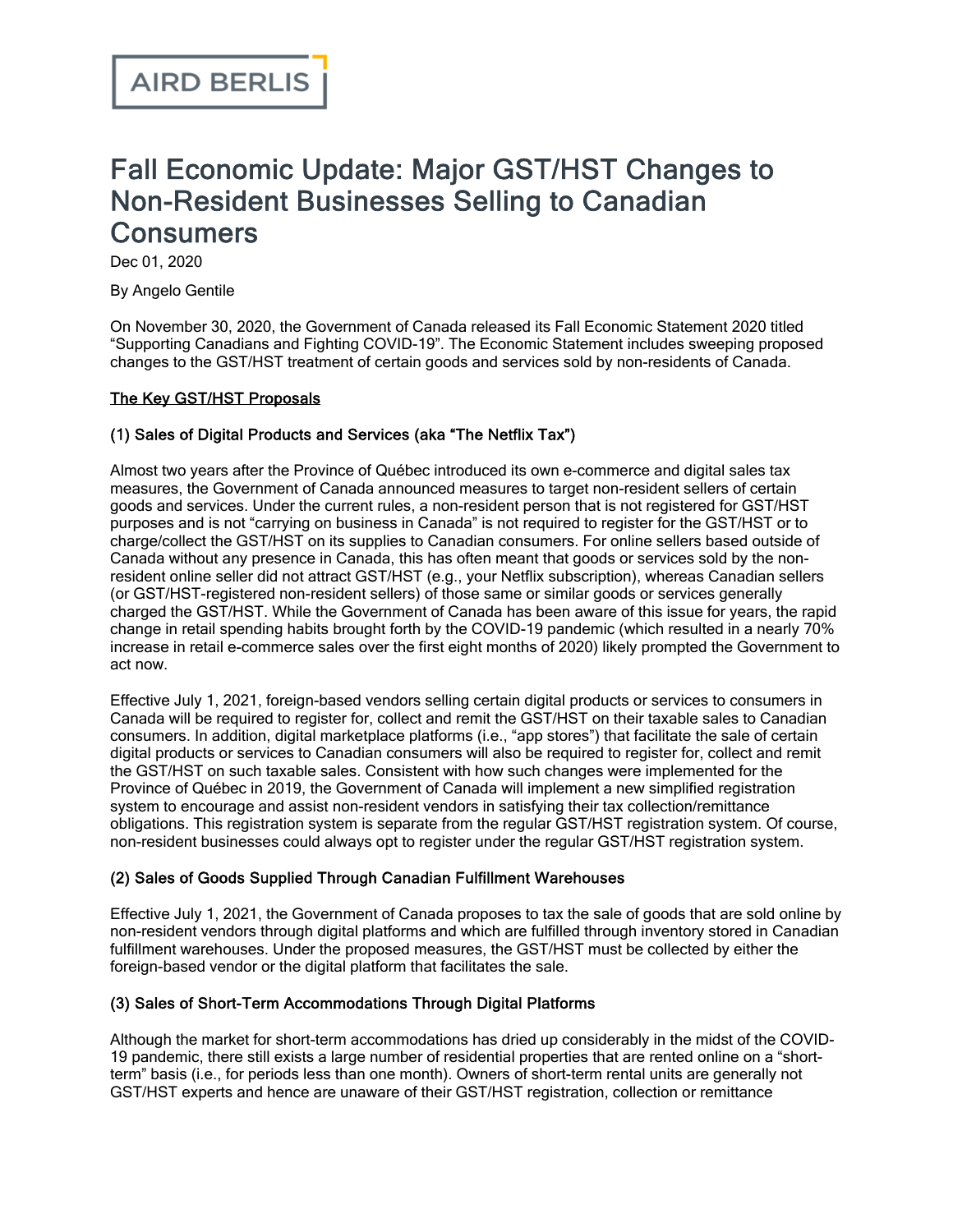AIRD BERLIS

# Fall Economic Update: Major GST/HST Changes to Non-Resident Businesses Selling to Canadian Consumers

Dec 01, 2020

By Angelo Gentile

On November 30, 2020, the Government of Canada released its Fall Economic Statement 2020 titled "Supporting Canadians and Fighting COVID-19". The Economic Statement includes sweeping proposed changes to the GST/HST treatment of certain goods and services sold by non-residents of Canada.

## The Key GST/HST Proposals

### (1) Sales of Digital Products and Services (aka "The Netflix Tax")

Almost two years after the Province of Québec introduced its own e-commerce and digital sales tax measures, the Government of Canada announced measures to target non-resident sellers of certain goods and services. Under the current rules, a non-resident person that is not registered for GST/HST purposes and is not "carrying on business in Canada" is not required to register for the GST/HST or to charge/collect the GST/HST on its supplies to Canadian consumers. For online sellers based outside of Canada without any presence in Canada, this has often meant that goods or services sold by the non-resident online seller did not attract GST/HST (e.g., your Netflix subscription), whereas Canadian sellers (or GST/HST-registered non-resident sellers) of those same or similar goods or services generally charged the GST/HST. While the Government of Canada has been aware of this issue for years, the rapid change in retail spending habits brought forth by the COVID-19 pandemic (which resulted in a nearly 70% increase in retail e-commerce sales over the first eight months of 2020) likely prompted the Government to act now.

Effective July 1, 2021, foreign-based vendors selling certain digital products or services to consumers in Canada will be required to register for, collect and remit the GST/HST on their taxable sales to Canadian consumers. In addition, digital marketplace platforms (i.e., "app stores") that facilitate the sale of certain digital products or services to Canadian consumers will also be required to register for, collect and remit the GST/HST on such taxable sales. Consistent with how such changes were implemented for the Province of Québec in 2019, the Government of Canada will implement a new simplified registration system to encourage and assist non-resident vendors in satisfying their tax collection/remittance obligations. This registration system is separate from the regular GST/HST registration system. Of course, non-resident businesses could always opt to register under the regular GST/HST registration system.

### (2) Sales of Goods Supplied Through Canadian Fulfillment Warehouses

Effective July 1, 2021, the Government of Canada proposes to tax the sale of goods that are sold online by non-resident vendors through digital platforms and which are fulfilled through inventory stored in Canadian fulfillment warehouses. Under the proposed measures, the GST/HST must be collected by either the foreign-based vendor or the digital platform that facilitates the sale.

### (3) Sales of Short-Term Accommodations Through Digital Platforms

Although the market for short-term accommodations has dried up considerably in the midst of the COVID-19 pandemic, there still exists a large number of residential properties that are rented online on a "short-term" basis (i.e., for periods less than one month). Owners of short-term rental units are generally not GST/HST experts and hence are unaware of their GST/HST registration, collection or remittance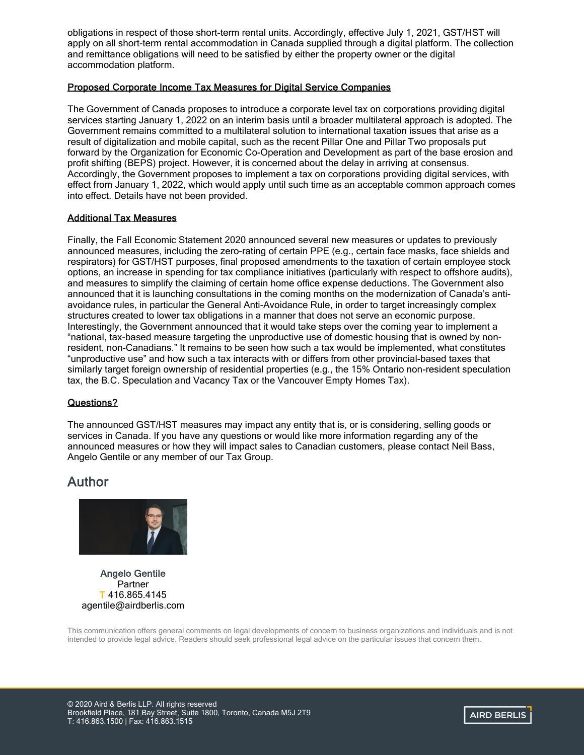obligations in respect of those short-term rental units. Accordingly, effective July 1, 2021, GST/HST will apply on all short-term rental accommodation in Canada supplied through a digital platform. The collection and remittance obligations will need to be satisfied by either the property owner or the digital accommodation platform.

**Proposed Corporate Income Tax Measures for Digital Service Companies**

The Government of Canada proposes to introduce a corporate level tax on corporations providing digital services starting January 1, 2022 on an interim basis until a broader multilateral approach is adopted. The Government remains committed to a multilateral solution to international taxation issues that arise as a result of digitalization and mobile capital, such as the recent Pillar One and Pillar Two proposals put forward by the Organization for Economic Co-Operation and Development as part of the base erosion and profit shifting (BEPS) project. However, it is concerned about the delay in arriving at consensus. Accordingly, the Government proposes to implement a tax on corporations providing digital services, with effect from January 1, 2022, which would apply until such time as an acceptable common approach comes into effect. Details have not been provided.

**Additional Tax Measures**

Finally, the Fall Economic Statement 2020 announced several new measures or updates to previously announced measures, including the zero-rating of certain PPE (e.g., certain face masks, face shields and respirators) for GST/HST purposes, final proposed amendments to the taxation of certain employee stock options, an increase in spending for tax compliance initiatives (particularly with respect to offshore audits), and measures to simplify the claiming of certain home office expense deductions. The Government also announced that it is launching consultations in the coming months on the modernization of Canada's anti-avoidance rules, in particular the General Anti-Avoidance Rule, in order to target increasingly complex structures created to lower tax obligations in a manner that does not serve an economic purpose. Interestingly, the Government announced that it would take steps over the coming year to implement a "national, tax-based measure targeting the unproductive use of domestic housing that is owned by non-resident, non-Canadians." It remains to be seen how such a tax would be implemented, what constitutes "unproductive use" and how such a tax interacts with or differs from other provincial-based taxes that similarly target foreign ownership of residential properties (e.g., the 15% Ontario non-resident speculation tax, the B.C. Speculation and Vacancy Tax or the Vancouver Empty Homes Tax).

**Questions?**

The announced GST/HST measures may impact any entity that is, or is considering, selling goods or services in Canada. If you have any questions or would like more information regarding any of the announced measures or how they will impact sales to Canadian customers, please contact Neil Bass, Angelo Gentile or any member of our Tax Group.

## Author

Angelo Gentile
Partner
T 416.865.4145
agentile@airdberlis.com

This communication offers general comments on legal developments of concern to business organizations and individuals and is not intended to provide legal advice. Readers should seek professional legal advice on the particular issues that concern them.

© 2020 Aird & Berlis LLP. All rights reserved
Brookfield Place, 181 Bay Street, Suite 1800, Toronto, Canada M5J 2T9
T: 416.863.1500 | Fax: 416.863.1515